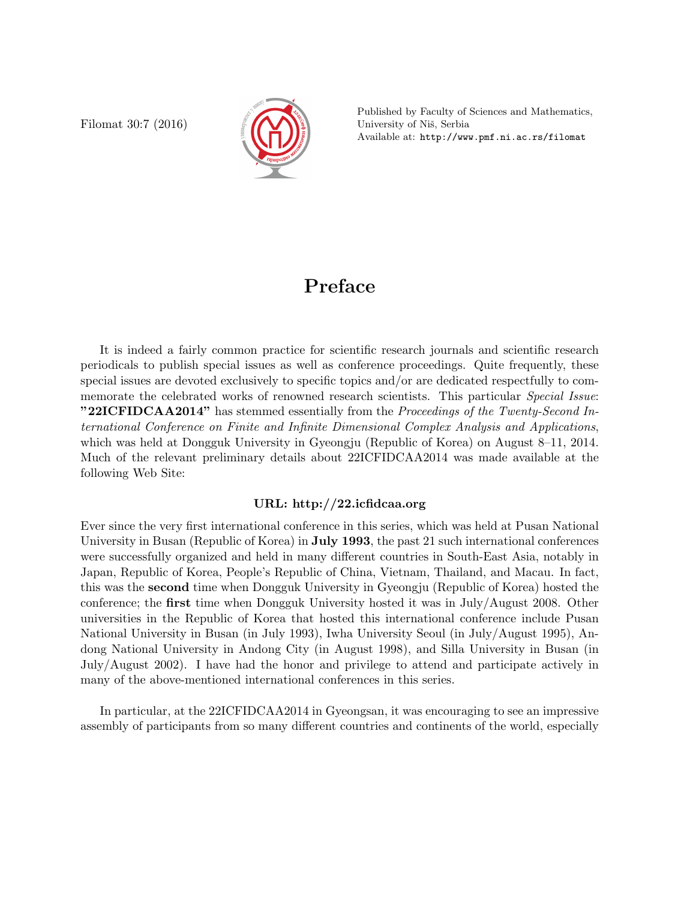# Preface

It is indeed a fairly common practice for scientific research journals and scientific research periodicals to publish special issues as well as conference proceedings. Quite frequently, these special issues are devoted exclusively to specific topics and/or are dedicated respectfully to commemorate the celebrated works of renowned research scientists. This particular *Special Issue*: **"22ICFIDCAA2014"** has stemmed essentially from the *Proceedings of the Twenty-Second International Conference on Finite and Infinite Dimensional Complex Analysis and Applications*, which was held at Dongguk University in Gyeongju (Republic of Korea) on August 8–11, 2014. Much of the relevant preliminary details about 22ICFIDCAA2014 was made available at the following Web Site:

**URL: http://22.icfidcaa.org**

Ever since the very first international conference in this series, which was held at Pusan National University in Busan (Republic of Korea) in **July 1993**, the past 21 such international conferences were successfully organized and held in many different countries in South-East Asia, notably in Japan, Republic of Korea, People's Republic of China, Vietnam, Thailand, and Macau. In fact, this was the **second** time when Dongguk University in Gyeongju (Republic of Korea) hosted the conference; the **first** time when Dongguk University hosted it was in July/August 2008. Other universities in the Republic of Korea that hosted this international conference include Pusan National University in Busan (in July 1993), Iwha University Seoul (in July/August 1995), Andong National University in Andong City (in August 1998), and Silla University in Busan (in July/August 2002). I have had the honor and privilege to attend and participate actively in many of the above-mentioned international conferences in this series.

In particular, at the 22ICFIDCAA2014 in Gyeongsan, it was encouraging to see an impressive assembly of participants from so many different countries and continents of the world, especially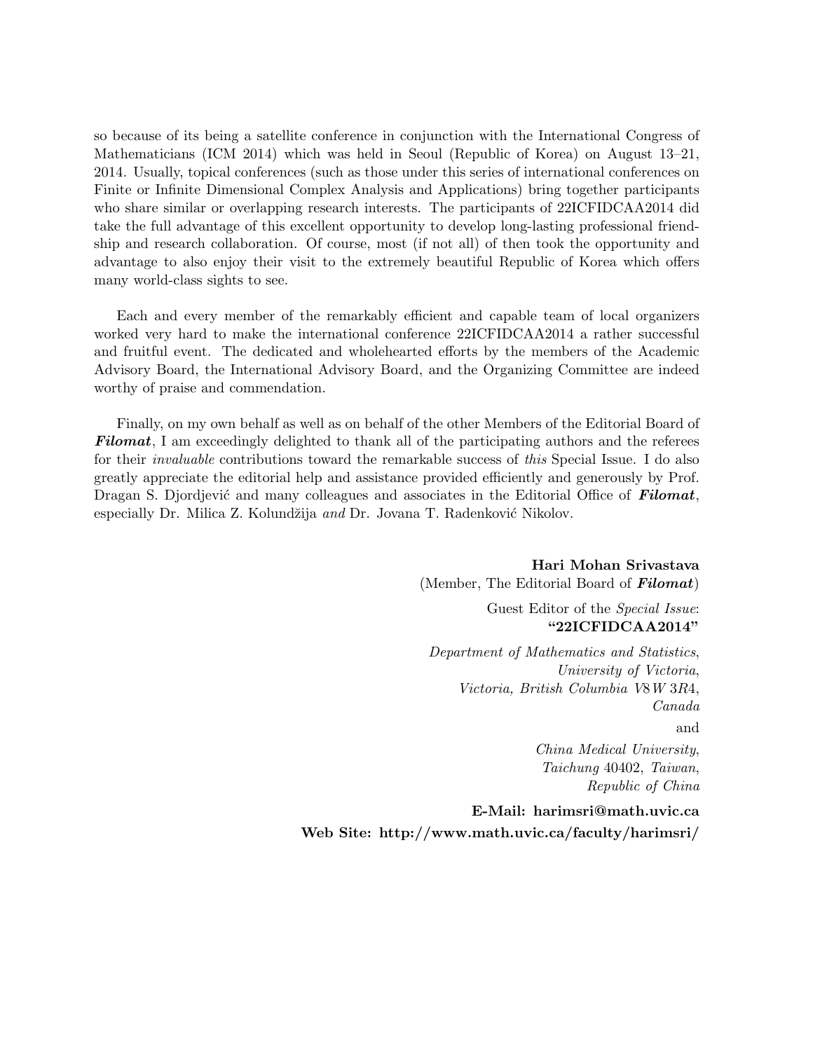so because of its being a satellite conference in conjunction with the International Congress of Mathematicians (ICM 2014) which was held in Seoul (Republic of Korea) on August 13–21, 2014. Usually, topical conferences (such as those under this series of international conferences on Finite or Infinite Dimensional Complex Analysis and Applications) bring together participants who share similar or overlapping research interests. The participants of 22ICFIDCAA2014 did take the full advantage of this excellent opportunity to develop long-lasting professional friendship and research collaboration. Of course, most (if not all) of then took the opportunity and advantage to also enjoy their visit to the extremely beautiful Republic of Korea which offers many world-class sights to see.

Each and every member of the remarkably efficient and capable team of local organizers worked very hard to make the international conference 22ICFIDCAA2014 a rather successful and fruitful event. The dedicated and wholehearted efforts by the members of the Academic Advisory Board, the International Advisory Board, and the Organizing Committee are indeed worthy of praise and commendation.

Finally, on my own behalf as well as on behalf of the other Members of the Editorial Board of ***Filomat***, I am exceedingly delighted to thank all of the participating authors and the referees for their *invaluable* contributions toward the remarkable success of *this* Special Issue. I do also greatly appreciate the editorial help and assistance provided efficiently and generously by Prof. Dragan S. Djordjević and many colleagues and associates in the Editorial Office of ***Filomat***, especially Dr. Milica Z. Kolundžija *and* Dr. Jovana T. Radenković Nikolov.

**Hari Mohan Srivastava**
(Member, The Editorial Board of ***Filomat***)

Guest Editor of the *Special Issue*:
**"22ICFIDCAA2014"**

*Department of Mathematics and Statistics,*
*University of Victoria,*
*Victoria, British Columbia V8W 3R4,*
*Canada*

and

*China Medical University,*
*Taichung 40402, Taiwan,*
*Republic of China*

**E-Mail: harimsri@math.uvic.ca**
**Web Site: http://www.math.uvic.ca/faculty/harimsri/**